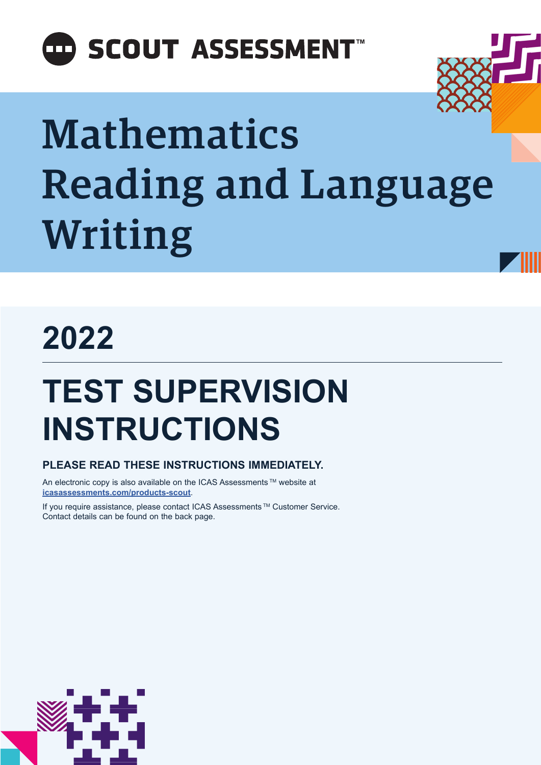SCOUT ASSESSMENT™

# Mathematics
# Reading and Language
# Writing

## 2022

# TEST SUPERVISION INSTRUCTIONS

**PLEASE READ THESE INSTRUCTIONS IMMEDIATELY.**

An electronic copy is also available on the ICAS Assessments ™ website at **icasassessments.com/products-scout**.

If you require assistance, please contact ICAS Assessments ™ Customer Service. Contact details can be found on the back page.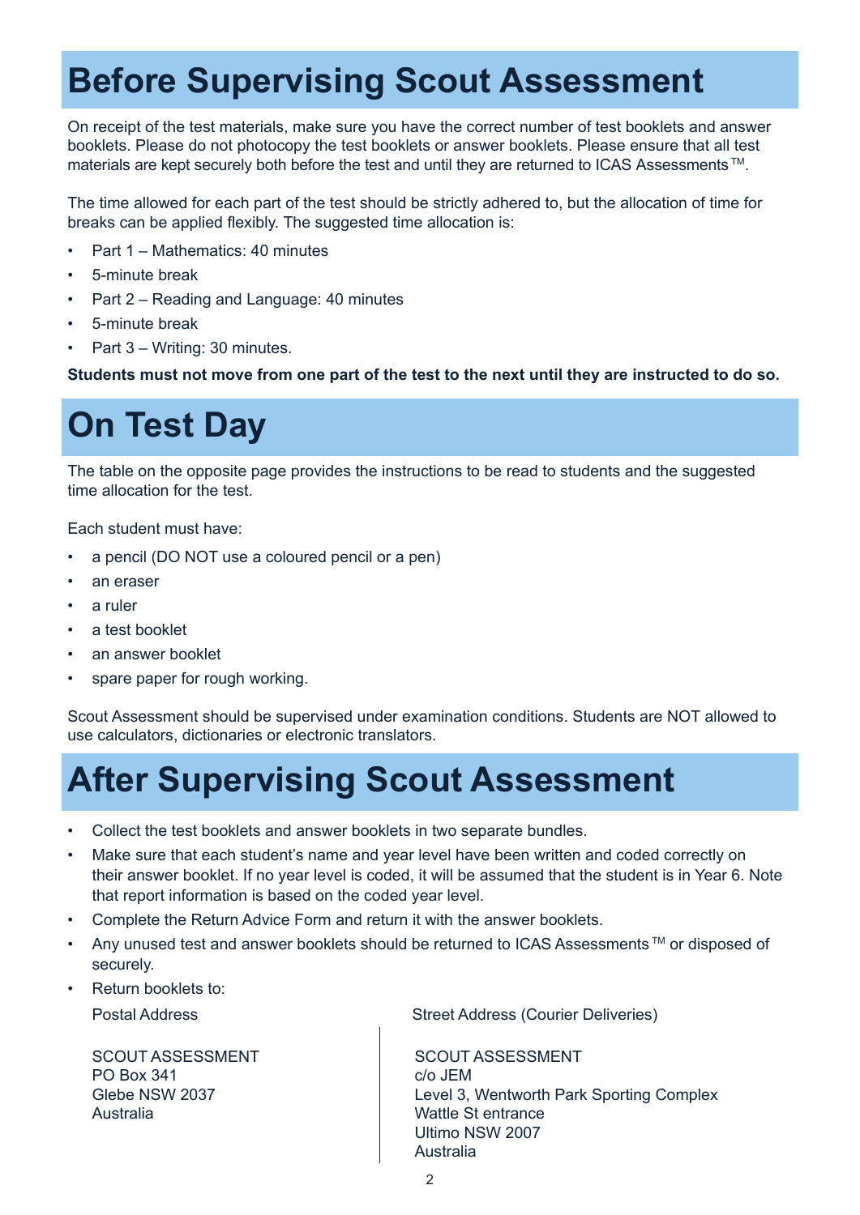# Before Supervising Scout Assessment

On receipt of the test materials, make sure you have the correct number of test booklets and answer booklets. Please do not photocopy the test booklets or answer booklets. Please ensure that all test materials are kept securely both before the test and until they are returned to ICAS Assessments™.

The time allowed for each part of the test should be strictly adhered to, but the allocation of time for breaks can be applied flexibly. The suggested time allocation is:

- Part 1 – Mathematics: 40 minutes
- 5-minute break
- Part 2 – Reading and Language: 40 minutes
- 5-minute break
- Part 3 – Writing: 30 minutes.

**Students must not move from one part of the test to the next until they are instructed to do so.**

# On Test Day

The table on the opposite page provides the instructions to be read to students and the suggested time allocation for the test.

Each student must have:

- a pencil (DO NOT use a coloured pencil or a pen)
- an eraser
- a ruler
- a test booklet
- an answer booklet
- spare paper for rough working.

Scout Assessment should be supervised under examination conditions. Students are NOT allowed to use calculators, dictionaries or electronic translators.

# After Supervising Scout Assessment

- Collect the test booklets and answer booklets in two separate bundles.
- Make sure that each student's name and year level have been written and coded correctly on their answer booklet. If no year level is coded, it will be assumed that the student is in Year 6. Note that report information is based on the coded year level.
- Complete the Return Advice Form and return it with the answer booklets.
- Any unused test and answer booklets should be returned to ICAS Assessments™ or disposed of securely.
- Return booklets to:

Postal Address

SCOUT ASSESSMENT
PO Box 341
Glebe NSW 2037
Australia

Street Address (Courier Deliveries)

SCOUT ASSESSMENT
c/o JEM
Level 3, Wentworth Park Sporting Complex
Wattle St entrance
Ultimo NSW 2007
Australia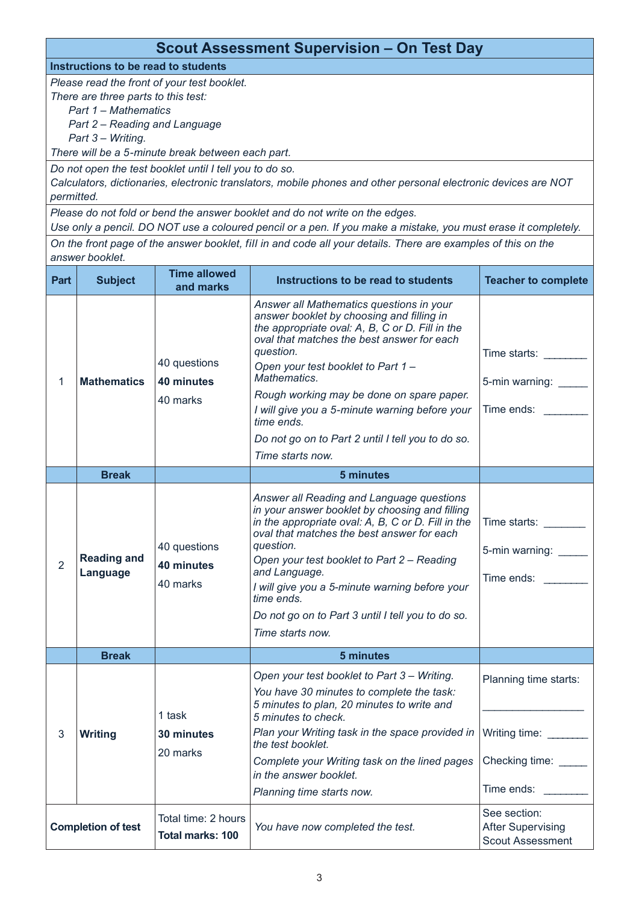# Scout Assessment Supervision – On Test Day

## Instructions to be read to students

*Please read the front of your test booklet.*
*There are three parts to this test:*

*Part 1 – Mathematics*
*Part 2 – Reading and Language*
*Part 3 – Writing.*

*There will be a 5-minute break between each part.*

*Do not open the test booklet until I tell you to do so.*
*Calculators, dictionaries, electronic translators, mobile phones and other personal electronic devices are NOT permitted.*

*Please do not fold or bend the answer booklet and do not write on the edges.*
*Use only a pencil. DO NOT use a coloured pencil or a pen. If you make a mistake, you must erase it completely.*

*On the front page of the answer booklet, fill in and code all your details. There are examples of this on the answer booklet.*

| Part | Subject | Time allowed and marks | Instructions to be read to students | Teacher to complete |
|---|---|---|---|---|
| 1 | **Mathematics** | 40 questions<br>**40 minutes**<br>40 marks | *Answer all Mathematics questions in your answer booklet by choosing and filling in the appropriate oval: A, B, C or D. Fill in the oval that matches the best answer for each question.*<br>*Open your test booklet to Part 1 – Mathematics.*<br>*Rough working may be done on spare paper.*<br>*I will give you a 5-minute warning before your time ends.*<br>*Do not go on to Part 2 until I tell you to do so.*<br>*Time starts now.* | Time starts: _______<br>5-min warning: _____<br>Time ends: _______ |
| | **Break** | | **5 minutes** | |
| 2 | **Reading and Language** | 40 questions<br>**40 minutes**<br>40 marks | *Answer all Reading and Language questions in your answer booklet by choosing and filling in the appropriate oval: A, B, C or D. Fill in the oval that matches the best answer for each question.*<br>*Open your test booklet to Part 2 – Reading and Language.*<br>*I will give you a 5-minute warning before your time ends.*<br>*Do not go on to Part 3 until I tell you to do so.*<br>*Time starts now.* | Time starts: _______<br>5-min warning: _____<br>Time ends: _______ |
| | **Break** | | **5 minutes** | |
| 3 | **Writing** | 1 task<br>**30 minutes**<br>20 marks | *Open your test booklet to Part 3 – Writing.*<br>*You have 30 minutes to complete the task: 5 minutes to plan, 20 minutes to write and 5 minutes to check.*<br>*Plan your Writing task in the space provided in the test booklet.*<br>*Complete your Writing task on the lined pages in the answer booklet.*<br>*Planning time starts now.* | Planning time starts:<br>_________________<br>Writing time: _______<br>Checking time: _____<br>Time ends: _______ |
| **Completion of test** | | Total time: 2 hours<br>**Total marks: 100** | *You have now completed the test.* | See section: After Supervising Scout Assessment |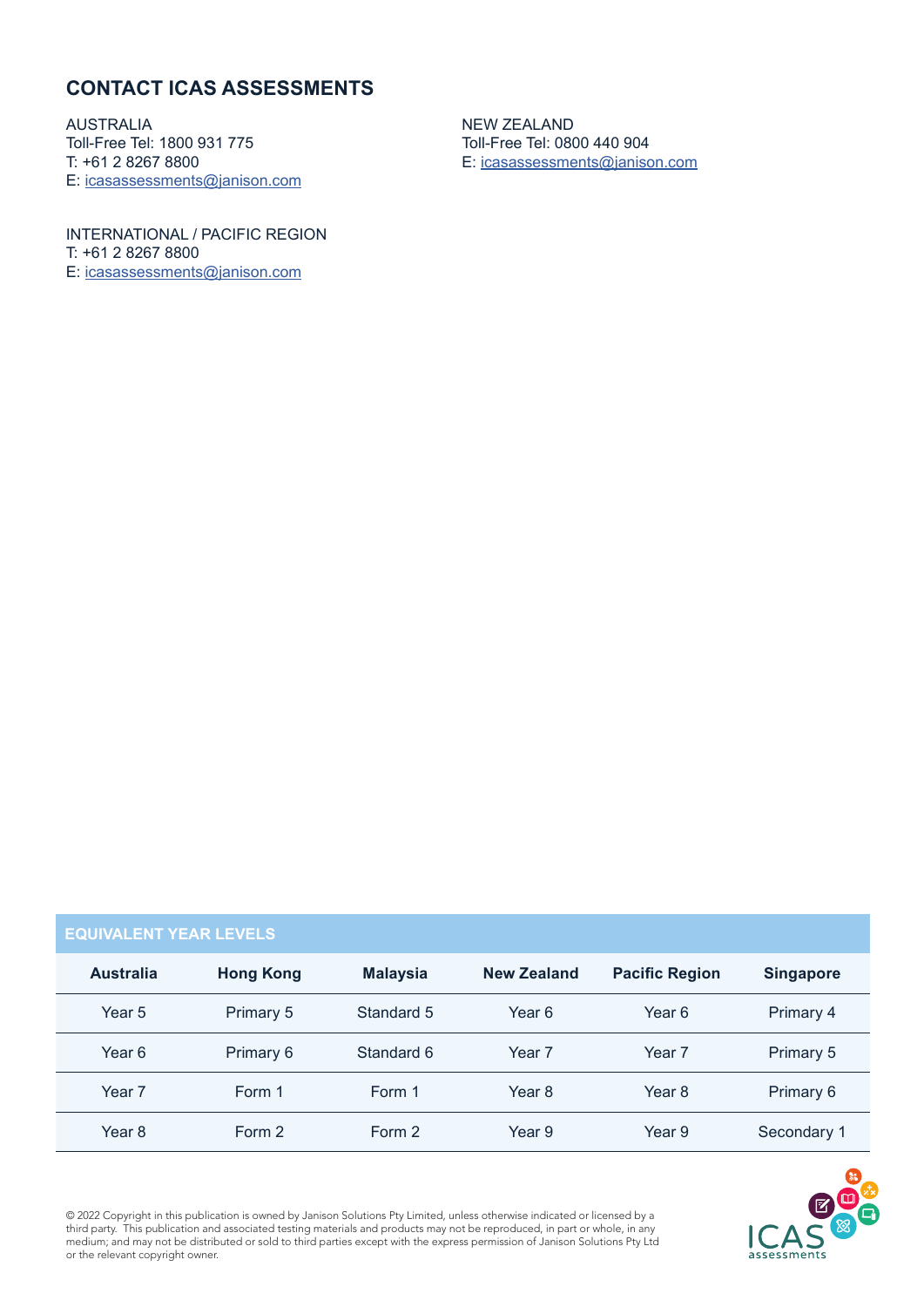## CONTACT ICAS ASSESSMENTS

AUSTRALIA
Toll-Free Tel: 1800 931 775
T: +61 2 8267 8800
E: icasassessments@janison.com

NEW ZEALAND
Toll-Free Tel: 0800 440 904
E: icasassessments@janison.com

INTERNATIONAL / PACIFIC REGION
T: +61 2 8267 8800
E: icasassessments@janison.com

**EQUIVALENT YEAR LEVELS**

| Australia | Hong Kong | Malaysia | New Zealand | Pacific Region | Singapore |
|---|---|---|---|---|---|
| Year 5 | Primary 5 | Standard 5 | Year 6 | Year 6 | Primary 4 |
| Year 6 | Primary 6 | Standard 6 | Year 7 | Year 7 | Primary 5 |
| Year 7 | Form 1 | Form 1 | Year 8 | Year 8 | Primary 6 |
| Year 8 | Form 2 | Form 2 | Year 9 | Year 9 | Secondary 1 |

© 2022 Copyright in this publication is owned by Janison Solutions Pty Limited, unless otherwise indicated or licensed by a third party. This publication and associated testing materials and products may not be reproduced, in part or whole, in any medium; and may not be distributed or sold to third parties except with the express permission of Janison Solutions Pty Ltd or the relevant copyright owner.

ICAS assessments